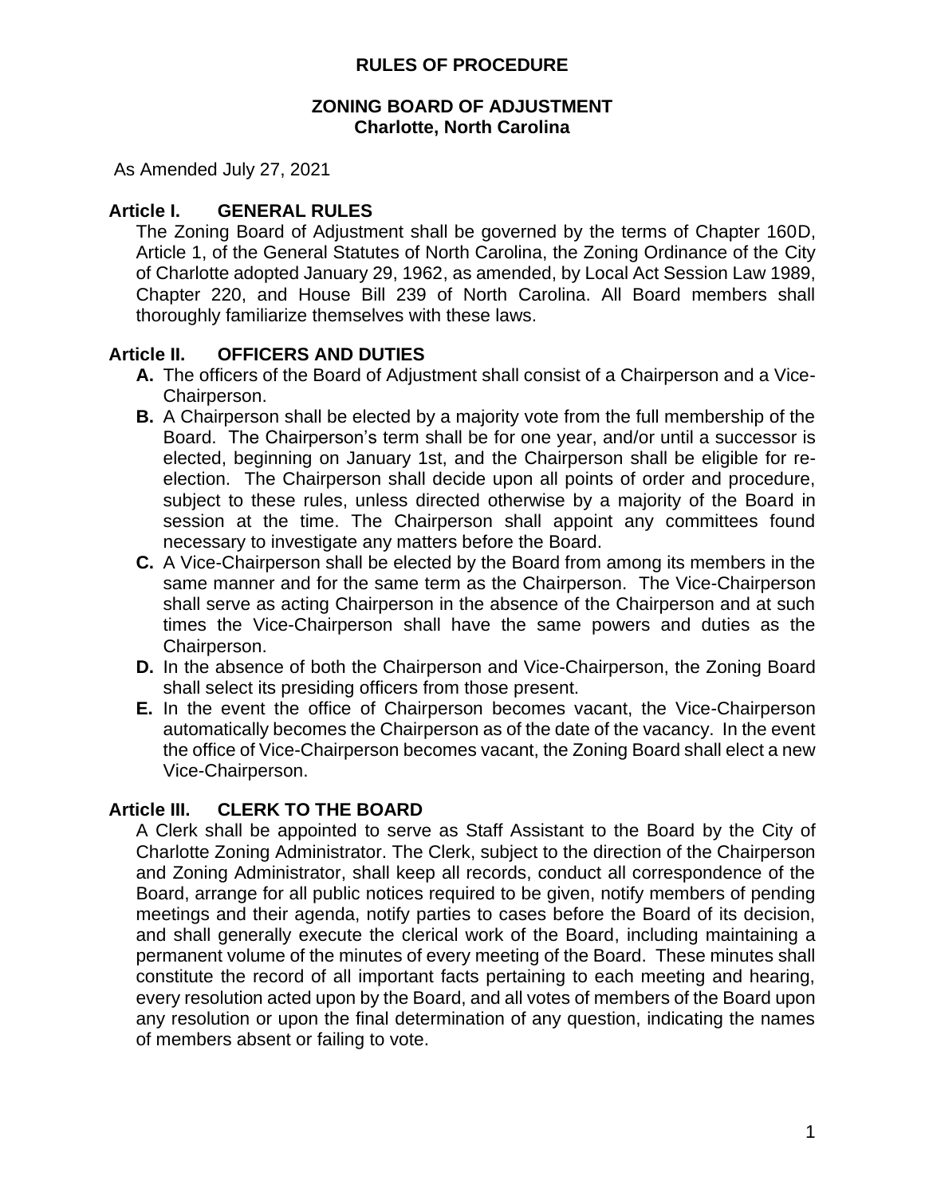# RULES OF PROCEDURE

## ZONING BOARD OF ADJUSTMENT
## Charlotte, North Carolina

As Amended July 27, 2021

### Article I. GENERAL RULES

The Zoning Board of Adjustment shall be governed by the terms of Chapter 160D, Article 1, of the General Statutes of North Carolina, the Zoning Ordinance of the City of Charlotte adopted January 29, 1962, as amended, by Local Act Session Law 1989, Chapter 220, and House Bill 239 of North Carolina. All Board members shall thoroughly familiarize themselves with these laws.

### Article II. OFFICERS AND DUTIES

**A.** The officers of the Board of Adjustment shall consist of a Chairperson and a Vice-Chairperson.

**B.** A Chairperson shall be elected by a majority vote from the full membership of the Board. The Chairperson's term shall be for one year, and/or until a successor is elected, beginning on January 1st, and the Chairperson shall be eligible for re-election. The Chairperson shall decide upon all points of order and procedure, subject to these rules, unless directed otherwise by a majority of the Board in session at the time. The Chairperson shall appoint any committees found necessary to investigate any matters before the Board.

**C.** A Vice-Chairperson shall be elected by the Board from among its members in the same manner and for the same term as the Chairperson. The Vice-Chairperson shall serve as acting Chairperson in the absence of the Chairperson and at such times the Vice-Chairperson shall have the same powers and duties as the Chairperson.

**D.** In the absence of both the Chairperson and Vice-Chairperson, the Zoning Board shall select its presiding officers from those present.

**E.** In the event the office of Chairperson becomes vacant, the Vice-Chairperson automatically becomes the Chairperson as of the date of the vacancy. In the event the office of Vice-Chairperson becomes vacant, the Zoning Board shall elect a new Vice-Chairperson.

### Article III. CLERK TO THE BOARD

A Clerk shall be appointed to serve as Staff Assistant to the Board by the City of Charlotte Zoning Administrator. The Clerk, subject to the direction of the Chairperson and Zoning Administrator, shall keep all records, conduct all correspondence of the Board, arrange for all public notices required to be given, notify members of pending meetings and their agenda, notify parties to cases before the Board of its decision, and shall generally execute the clerical work of the Board, including maintaining a permanent volume of the minutes of every meeting of the Board. These minutes shall constitute the record of all important facts pertaining to each meeting and hearing, every resolution acted upon by the Board, and all votes of members of the Board upon any resolution or upon the final determination of any question, indicating the names of members absent or failing to vote.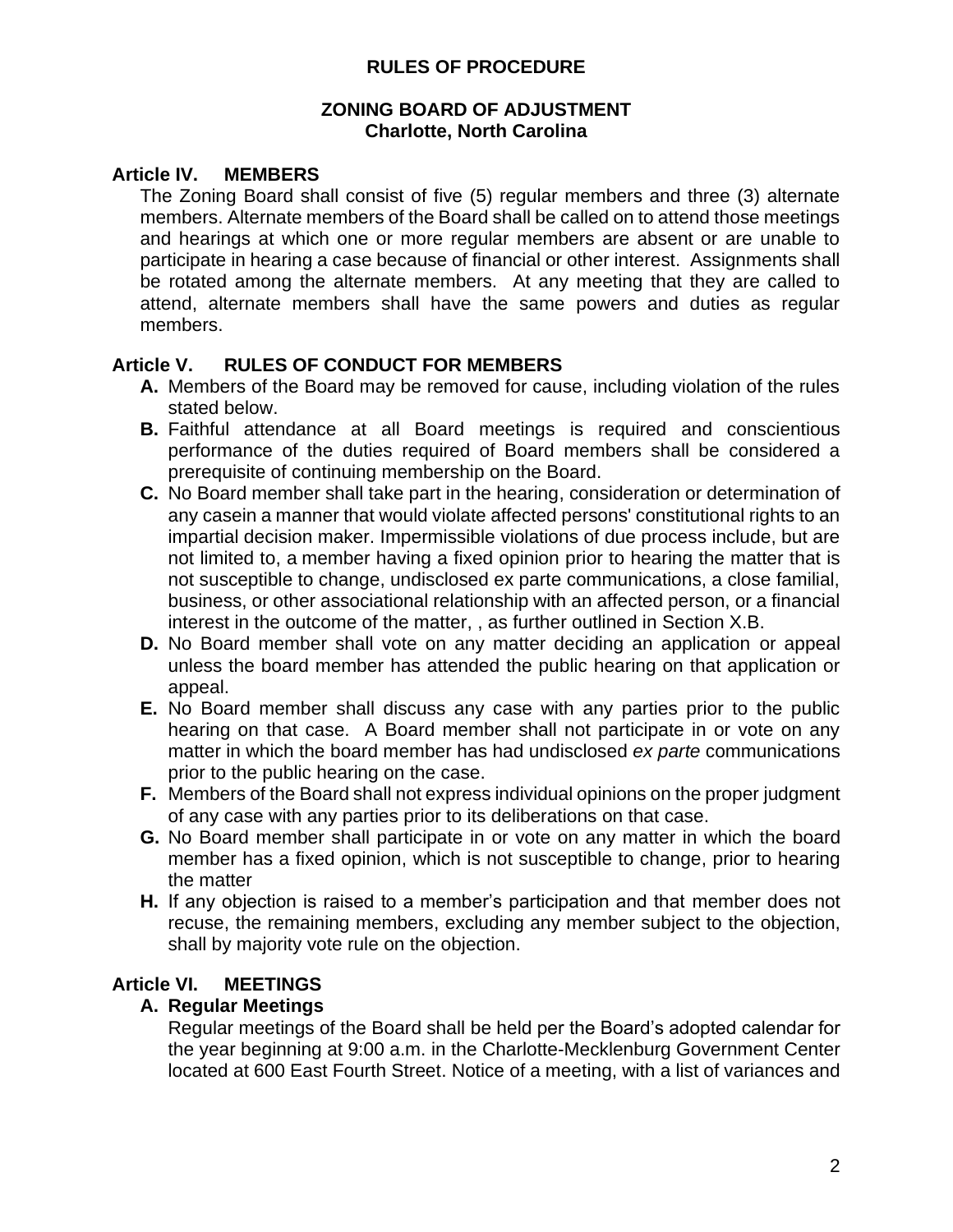**RULES OF PROCEDURE**

**ZONING BOARD OF ADJUSTMENT**
**Charlotte, North Carolina**

## Article IV. MEMBERS

The Zoning Board shall consist of five (5) regular members and three (3) alternate members. Alternate members of the Board shall be called on to attend those meetings and hearings at which one or more regular members are absent or are unable to participate in hearing a case because of financial or other interest. Assignments shall be rotated among the alternate members. At any meeting that they are called to attend, alternate members shall have the same powers and duties as regular members.

## Article V. RULES OF CONDUCT FOR MEMBERS

**A.** Members of the Board may be removed for cause, including violation of the rules stated below.

**B.** Faithful attendance at all Board meetings is required and conscientious performance of the duties required of Board members shall be considered a prerequisite of continuing membership on the Board.

**C.** No Board member shall take part in the hearing, consideration or determination of any casein a manner that would violate affected persons' constitutional rights to an impartial decision maker. Impermissible violations of due process include, but are not limited to, a member having a fixed opinion prior to hearing the matter that is not susceptible to change, undisclosed ex parte communications, a close familial, business, or other associational relationship with an affected person, or a financial interest in the outcome of the matter, , as further outlined in Section X.B.

**D.** No Board member shall vote on any matter deciding an application or appeal unless the board member has attended the public hearing on that application or appeal.

**E.** No Board member shall discuss any case with any parties prior to the public hearing on that case. A Board member shall not participate in or vote on any matter in which the board member has had undisclosed *ex parte* communications prior to the public hearing on the case.

**F.** Members of the Board shall not express individual opinions on the proper judgment of any case with any parties prior to its deliberations on that case.

**G.** No Board member shall participate in or vote on any matter in which the board member has a fixed opinion, which is not susceptible to change, prior to hearing the matter

**H.** If any objection is raised to a member's participation and that member does not recuse, the remaining members, excluding any member subject to the objection, shall by majority vote rule on the objection.

## Article VI. MEETINGS

### A. Regular Meetings

Regular meetings of the Board shall be held per the Board's adopted calendar for the year beginning at 9:00 a.m. in the Charlotte-Mecklenburg Government Center located at 600 East Fourth Street. Notice of a meeting, with a list of variances and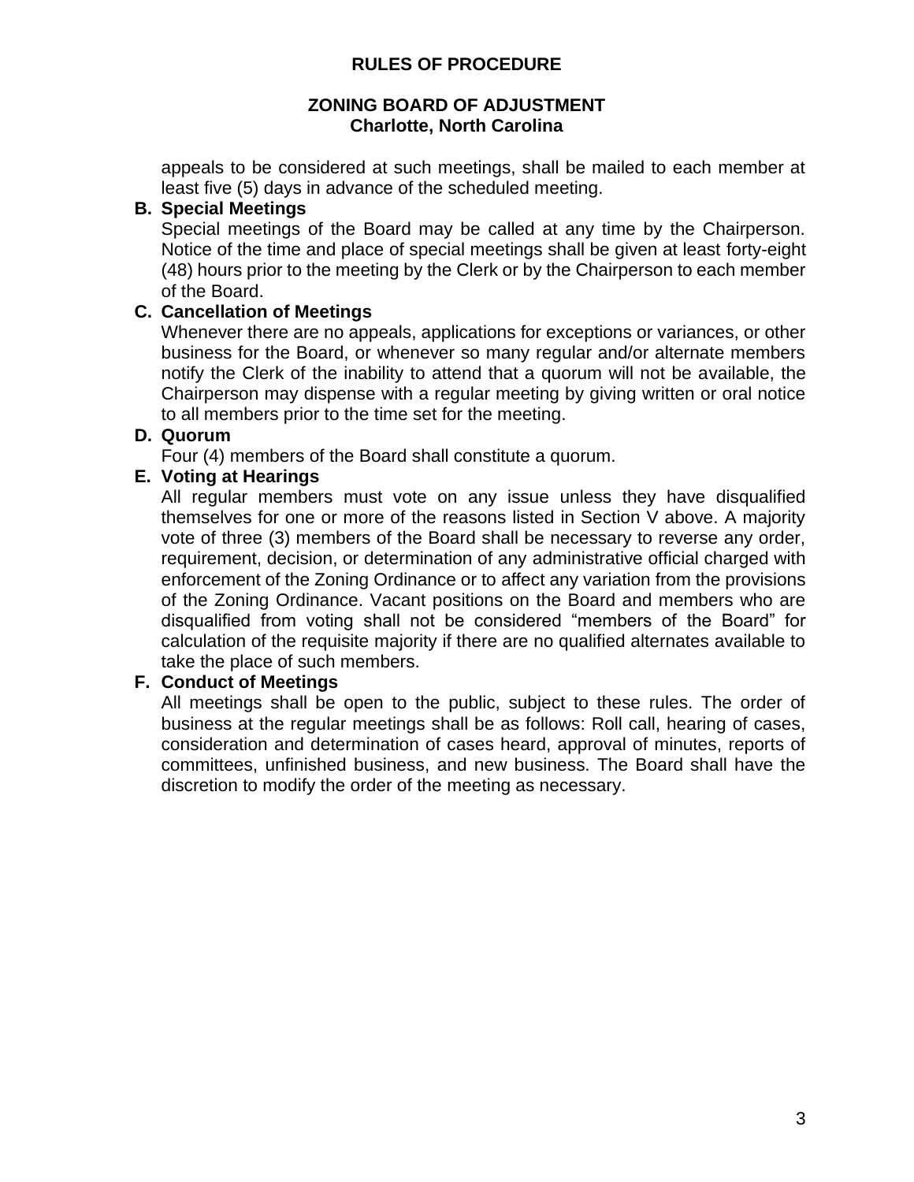appeals to be considered at such meetings, shall be mailed to each member at least five (5) days in advance of the scheduled meeting.

**B. Special Meetings**

Special meetings of the Board may be called at any time by the Chairperson. Notice of the time and place of special meetings shall be given at least forty-eight (48) hours prior to the meeting by the Clerk or by the Chairperson to each member of the Board.

**C. Cancellation of Meetings**

Whenever there are no appeals, applications for exceptions or variances, or other business for the Board, or whenever so many regular and/or alternate members notify the Clerk of the inability to attend that a quorum will not be available, the Chairperson may dispense with a regular meeting by giving written or oral notice to all members prior to the time set for the meeting.

**D. Quorum**

Four (4) members of the Board shall constitute a quorum.

**E. Voting at Hearings**

All regular members must vote on any issue unless they have disqualified themselves for one or more of the reasons listed in Section V above. A majority vote of three (3) members of the Board shall be necessary to reverse any order, requirement, decision, or determination of any administrative official charged with enforcement of the Zoning Ordinance or to affect any variation from the provisions of the Zoning Ordinance. Vacant positions on the Board and members who are disqualified from voting shall not be considered "members of the Board" for calculation of the requisite majority if there are no qualified alternates available to take the place of such members.

**F. Conduct of Meetings**

All meetings shall be open to the public, subject to these rules. The order of business at the regular meetings shall be as follows: Roll call, hearing of cases, consideration and determination of cases heard, approval of minutes, reports of committees, unfinished business, and new business. The Board shall have the discretion to modify the order of the meeting as necessary.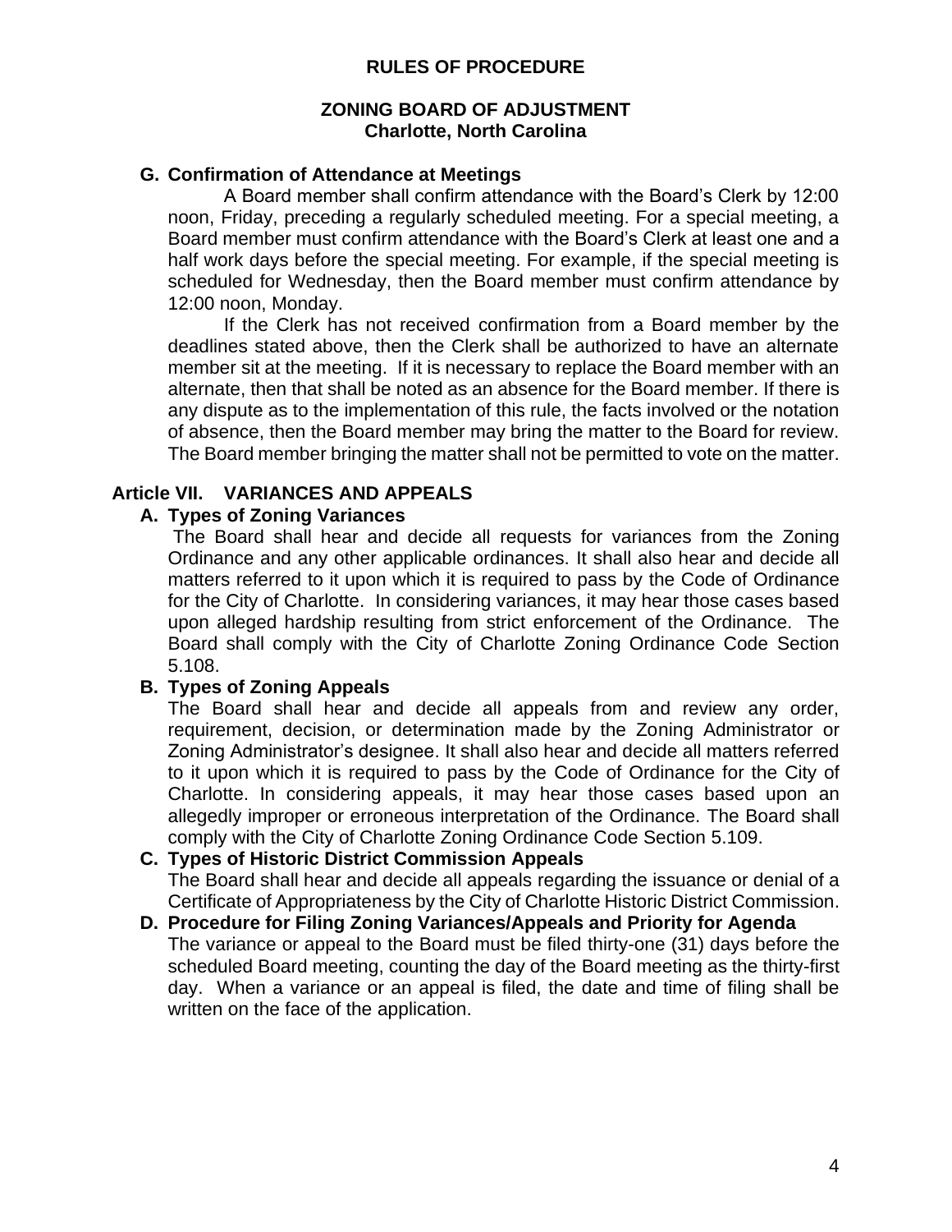**G. Confirmation of Attendance at Meetings**

A Board member shall confirm attendance with the Board's Clerk by 12:00 noon, Friday, preceding a regularly scheduled meeting. For a special meeting, a Board member must confirm attendance with the Board's Clerk at least one and a half work days before the special meeting. For example, if the special meeting is scheduled for Wednesday, then the Board member must confirm attendance by 12:00 noon, Monday.

If the Clerk has not received confirmation from a Board member by the deadlines stated above, then the Clerk shall be authorized to have an alternate member sit at the meeting. If it is necessary to replace the Board member with an alternate, then that shall be noted as an absence for the Board member. If there is any dispute as to the implementation of this rule, the facts involved or the notation of absence, then the Board member may bring the matter to the Board for review. The Board member bringing the matter shall not be permitted to vote on the matter.

## Article VII. VARIANCES AND APPEALS

**A. Types of Zoning Variances**

The Board shall hear and decide all requests for variances from the Zoning Ordinance and any other applicable ordinances. It shall also hear and decide all matters referred to it upon which it is required to pass by the Code of Ordinance for the City of Charlotte. In considering variances, it may hear those cases based upon alleged hardship resulting from strict enforcement of the Ordinance. The Board shall comply with the City of Charlotte Zoning Ordinance Code Section 5.108.

**B. Types of Zoning Appeals**

The Board shall hear and decide all appeals from and review any order, requirement, decision, or determination made by the Zoning Administrator or Zoning Administrator's designee. It shall also hear and decide all matters referred to it upon which it is required to pass by the Code of Ordinance for the City of Charlotte. In considering appeals, it may hear those cases based upon an allegedly improper or erroneous interpretation of the Ordinance. The Board shall comply with the City of Charlotte Zoning Ordinance Code Section 5.109.

**C. Types of Historic District Commission Appeals**

The Board shall hear and decide all appeals regarding the issuance or denial of a Certificate of Appropriateness by the City of Charlotte Historic District Commission.

**D. Procedure for Filing Zoning Variances/Appeals and Priority for Agenda**

The variance or appeal to the Board must be filed thirty-one (31) days before the scheduled Board meeting, counting the day of the Board meeting as the thirty-first day. When a variance or an appeal is filed, the date and time of filing shall be written on the face of the application.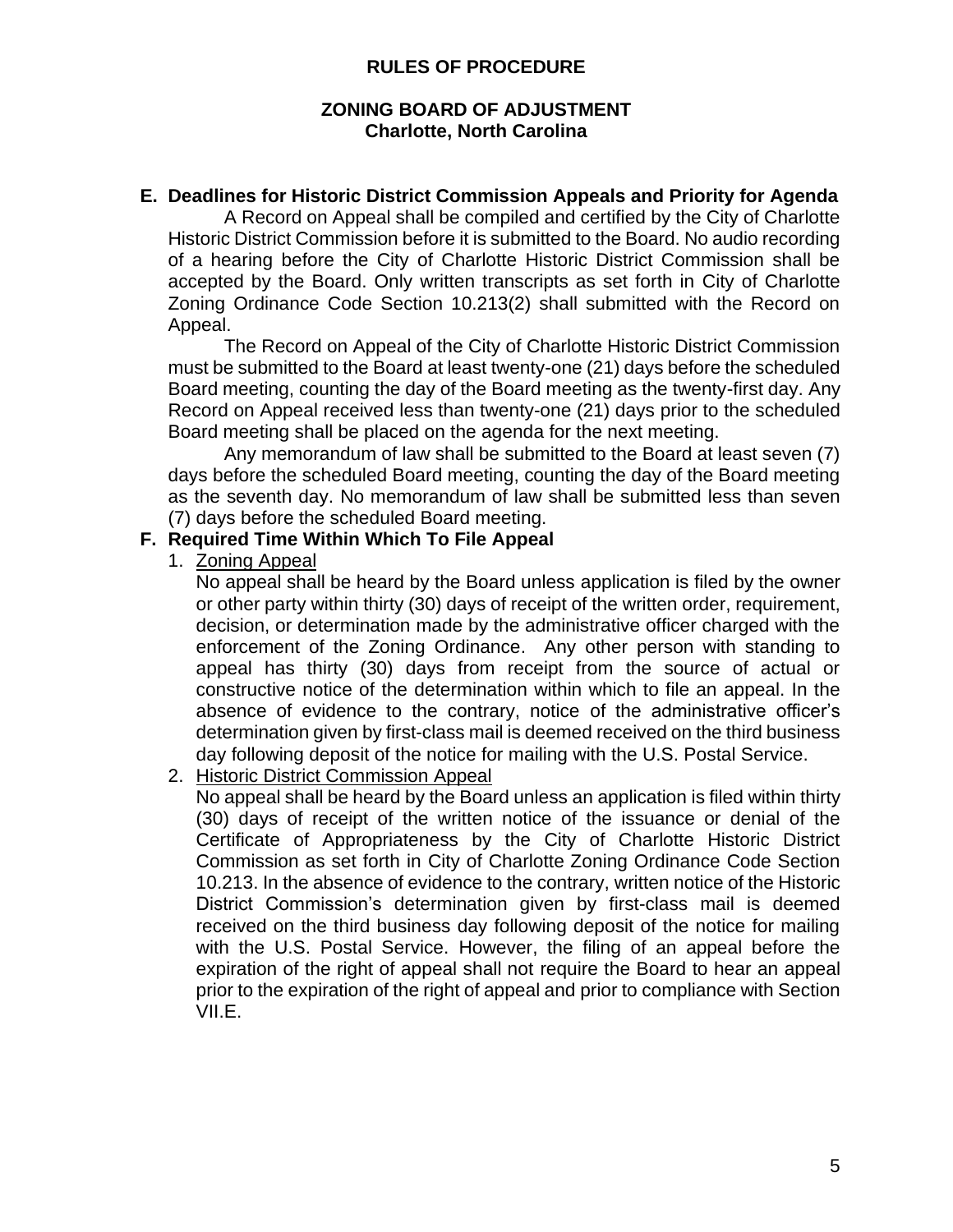**E. Deadlines for Historic District Commission Appeals and Priority for Agenda**

A Record on Appeal shall be compiled and certified by the City of Charlotte Historic District Commission before it is submitted to the Board. No audio recording of a hearing before the City of Charlotte Historic District Commission shall be accepted by the Board. Only written transcripts as set forth in City of Charlotte Zoning Ordinance Code Section 10.213(2) shall submitted with the Record on Appeal.

The Record on Appeal of the City of Charlotte Historic District Commission must be submitted to the Board at least twenty-one (21) days before the scheduled Board meeting, counting the day of the Board meeting as the twenty-first day. Any Record on Appeal received less than twenty-one (21) days prior to the scheduled Board meeting shall be placed on the agenda for the next meeting.

Any memorandum of law shall be submitted to the Board at least seven (7) days before the scheduled Board meeting, counting the day of the Board meeting as the seventh day. No memorandum of law shall be submitted less than seven (7) days before the scheduled Board meeting.

**F. Required Time Within Which To File Appeal**

1. Zoning Appeal

   No appeal shall be heard by the Board unless application is filed by the owner or other party within thirty (30) days of receipt of the written order, requirement, decision, or determination made by the administrative officer charged with the enforcement of the Zoning Ordinance. Any other person with standing to appeal has thirty (30) days from receipt from the source of actual or constructive notice of the determination within which to file an appeal. In the absence of evidence to the contrary, notice of the administrative officer's determination given by first-class mail is deemed received on the third business day following deposit of the notice for mailing with the U.S. Postal Service.

2. Historic District Commission Appeal

   No appeal shall be heard by the Board unless an application is filed within thirty (30) days of receipt of the written notice of the issuance or denial of the Certificate of Appropriateness by the City of Charlotte Historic District Commission as set forth in City of Charlotte Zoning Ordinance Code Section 10.213. In the absence of evidence to the contrary, written notice of the Historic District Commission's determination given by first-class mail is deemed received on the third business day following deposit of the notice for mailing with the U.S. Postal Service. However, the filing of an appeal before the expiration of the right of appeal shall not require the Board to hear an appeal prior to the expiration of the right of appeal and prior to compliance with Section VII.E.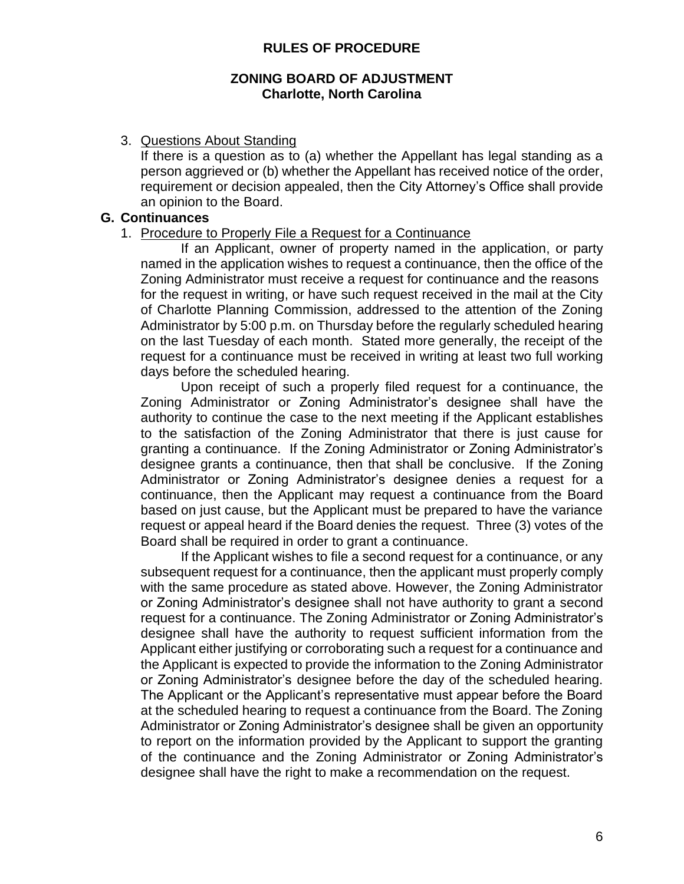3. <u>Questions About Standing</u>

   If there is a question as to (a) whether the Appellant has legal standing as a person aggrieved or (b) whether the Appellant has received notice of the order, requirement or decision appealed, then the City Attorney's Office shall provide an opinion to the Board.

## G. Continuances

1. <u>Procedure to Properly File a Request for a Continuance</u>

   If an Applicant, owner of property named in the application, or party named in the application wishes to request a continuance, then the office of the Zoning Administrator must receive a request for continuance and the reasons for the request in writing, or have such request received in the mail at the City of Charlotte Planning Commission, addressed to the attention of the Zoning Administrator by 5:00 p.m. on Thursday before the regularly scheduled hearing on the last Tuesday of each month. Stated more generally, the receipt of the request for a continuance must be received in writing at least two full working days before the scheduled hearing.

   Upon receipt of such a properly filed request for a continuance, the Zoning Administrator or Zoning Administrator's designee shall have the authority to continue the case to the next meeting if the Applicant establishes to the satisfaction of the Zoning Administrator that there is just cause for granting a continuance. If the Zoning Administrator or Zoning Administrator's designee grants a continuance, then that shall be conclusive. If the Zoning Administrator or Zoning Administrator's designee denies a request for a continuance, then the Applicant may request a continuance from the Board based on just cause, but the Applicant must be prepared to have the variance request or appeal heard if the Board denies the request. Three (3) votes of the Board shall be required in order to grant a continuance.

   If the Applicant wishes to file a second request for a continuance, or any subsequent request for a continuance, then the applicant must properly comply with the same procedure as stated above. However, the Zoning Administrator or Zoning Administrator's designee shall not have authority to grant a second request for a continuance. The Zoning Administrator or Zoning Administrator's designee shall have the authority to request sufficient information from the Applicant either justifying or corroborating such a request for a continuance and the Applicant is expected to provide the information to the Zoning Administrator or Zoning Administrator's designee before the day of the scheduled hearing. The Applicant or the Applicant's representative must appear before the Board at the scheduled hearing to request a continuance from the Board. The Zoning Administrator or Zoning Administrator's designee shall be given an opportunity to report on the information provided by the Applicant to support the granting of the continuance and the Zoning Administrator or Zoning Administrator's designee shall have the right to make a recommendation on the request.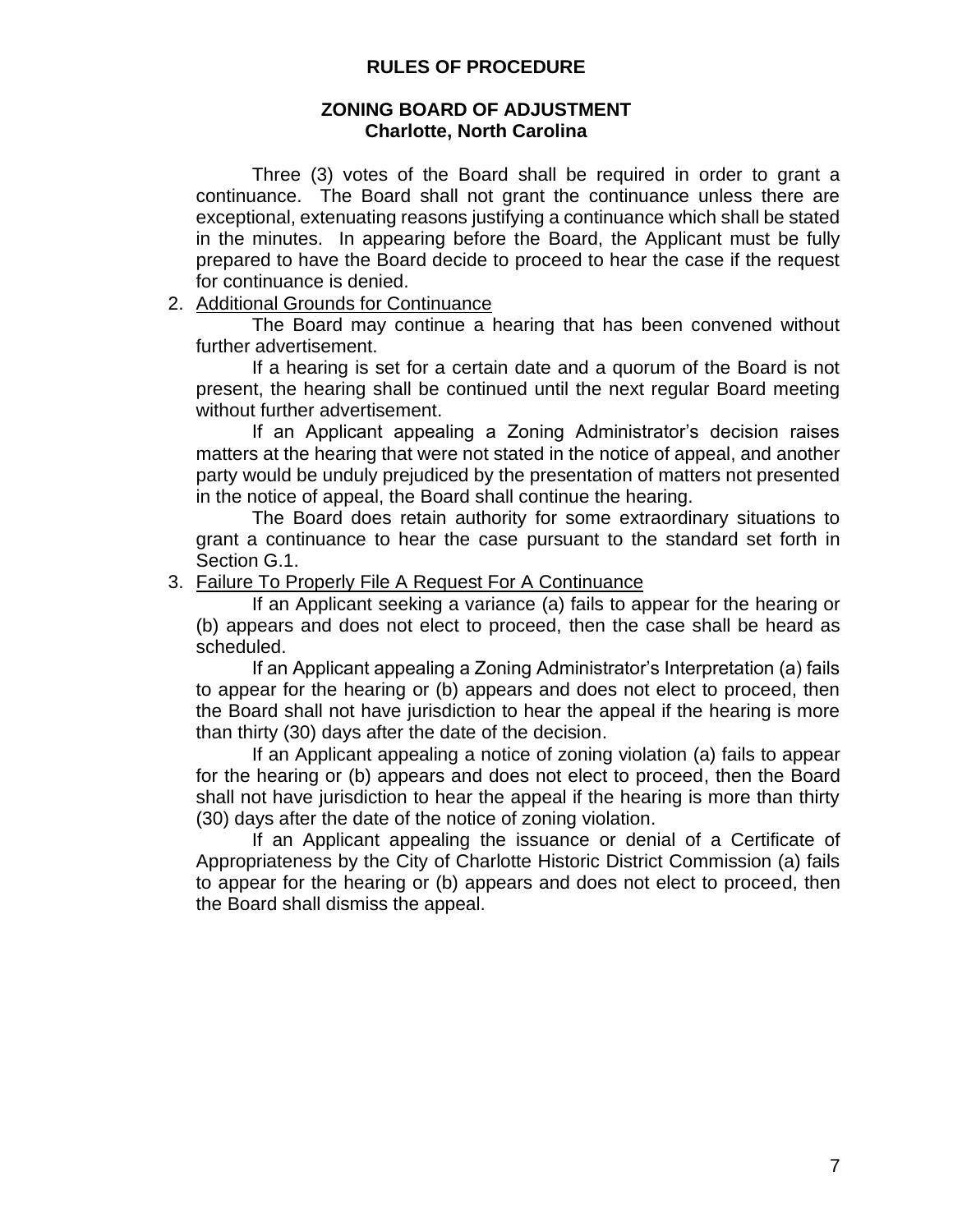Three (3) votes of the Board shall be required in order to grant a continuance. The Board shall not grant the continuance unless there are exceptional, extenuating reasons justifying a continuance which shall be stated in the minutes. In appearing before the Board, the Applicant must be fully prepared to have the Board decide to proceed to hear the case if the request for continuance is denied.

2. Additional Grounds for Continuance

   The Board may continue a hearing that has been convened without further advertisement.

   If a hearing is set for a certain date and a quorum of the Board is not present, the hearing shall be continued until the next regular Board meeting without further advertisement.

   If an Applicant appealing a Zoning Administrator's decision raises matters at the hearing that were not stated in the notice of appeal, and another party would be unduly prejudiced by the presentation of matters not presented in the notice of appeal, the Board shall continue the hearing.

   The Board does retain authority for some extraordinary situations to grant a continuance to hear the case pursuant to the standard set forth in Section G.1.

3. Failure To Properly File A Request For A Continuance

   If an Applicant seeking a variance (a) fails to appear for the hearing or (b) appears and does not elect to proceed, then the case shall be heard as scheduled.

   If an Applicant appealing a Zoning Administrator's Interpretation (a) fails to appear for the hearing or (b) appears and does not elect to proceed, then the Board shall not have jurisdiction to hear the appeal if the hearing is more than thirty (30) days after the date of the decision.

   If an Applicant appealing a notice of zoning violation (a) fails to appear for the hearing or (b) appears and does not elect to proceed, then the Board shall not have jurisdiction to hear the appeal if the hearing is more than thirty (30) days after the date of the notice of zoning violation.

   If an Applicant appealing the issuance or denial of a Certificate of Appropriateness by the City of Charlotte Historic District Commission (a) fails to appear for the hearing or (b) appears and does not elect to proceed, then the Board shall dismiss the appeal.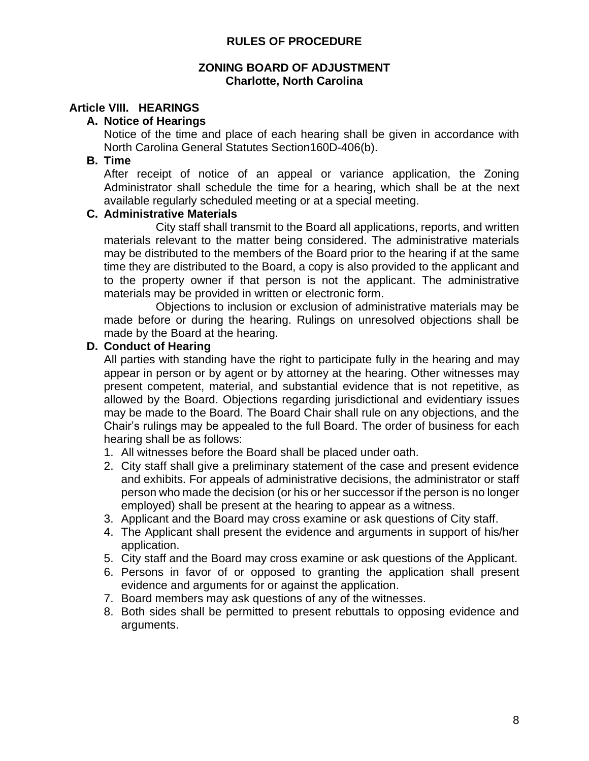**RULES OF PROCEDURE**

**ZONING BOARD OF ADJUSTMENT**
**Charlotte, North Carolina**

## Article VIII. HEARINGS

### A. Notice of Hearings

Notice of the time and place of each hearing shall be given in accordance with North Carolina General Statutes Section160D-406(b).

### B. Time

After receipt of notice of an appeal or variance application, the Zoning Administrator shall schedule the time for a hearing, which shall be at the next available regularly scheduled meeting or at a special meeting.

### C. Administrative Materials

City staff shall transmit to the Board all applications, reports, and written materials relevant to the matter being considered. The administrative materials may be distributed to the members of the Board prior to the hearing if at the same time they are distributed to the Board, a copy is also provided to the applicant and to the property owner if that person is not the applicant. The administrative materials may be provided in written or electronic form.

Objections to inclusion or exclusion of administrative materials may be made before or during the hearing. Rulings on unresolved objections shall be made by the Board at the hearing.

### D. Conduct of Hearing

All parties with standing have the right to participate fully in the hearing and may appear in person or by agent or by attorney at the hearing. Other witnesses may present competent, material, and substantial evidence that is not repetitive, as allowed by the Board. Objections regarding jurisdictional and evidentiary issues may be made to the Board. The Board Chair shall rule on any objections, and the Chair's rulings may be appealed to the full Board. The order of business for each hearing shall be as follows:

1. All witnesses before the Board shall be placed under oath.
2. City staff shall give a preliminary statement of the case and present evidence and exhibits. For appeals of administrative decisions, the administrator or staff person who made the decision (or his or her successor if the person is no longer employed) shall be present at the hearing to appear as a witness.
3. Applicant and the Board may cross examine or ask questions of City staff.
4. The Applicant shall present the evidence and arguments in support of his/her application.
5. City staff and the Board may cross examine or ask questions of the Applicant.
6. Persons in favor of or opposed to granting the application shall present evidence and arguments for or against the application.
7. Board members may ask questions of any of the witnesses.
8. Both sides shall be permitted to present rebuttals to opposing evidence and arguments.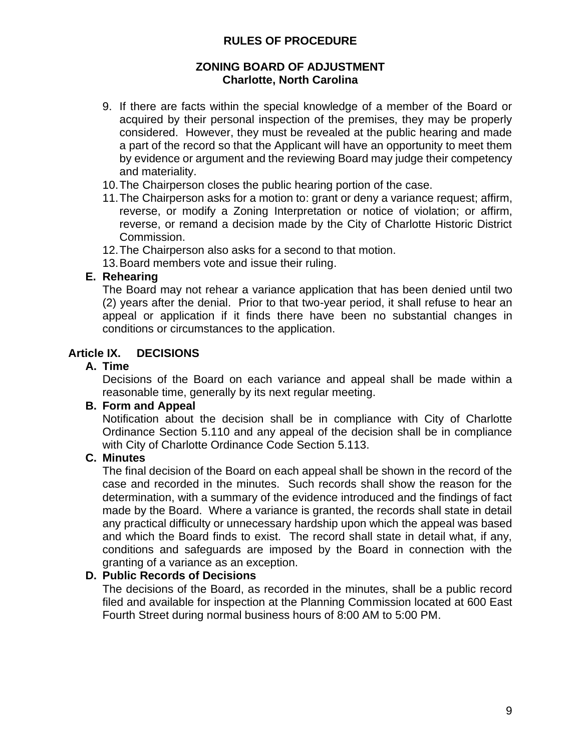9. If there are facts within the special knowledge of a member of the Board or acquired by their personal inspection of the premises, they may be properly considered. However, they must be revealed at the public hearing and made a part of the record so that the Applicant will have an opportunity to meet them by evidence or argument and the reviewing Board may judge their competency and materiality.
10. The Chairperson closes the public hearing portion of the case.
11. The Chairperson asks for a motion to: grant or deny a variance request; affirm, reverse, or modify a Zoning Interpretation or notice of violation; or affirm, reverse, or remand a decision made by the City of Charlotte Historic District Commission.
12. The Chairperson also asks for a second to that motion.
13. Board members vote and issue their ruling.

**E. Rehearing**

The Board may not rehear a variance application that has been denied until two (2) years after the denial. Prior to that two-year period, it shall refuse to hear an appeal or application if it finds there have been no substantial changes in conditions or circumstances to the application.

## Article IX. DECISIONS

**A. Time**

Decisions of the Board on each variance and appeal shall be made within a reasonable time, generally by its next regular meeting.

**B. Form and Appeal**

Notification about the decision shall be in compliance with City of Charlotte Ordinance Section 5.110 and any appeal of the decision shall be in compliance with City of Charlotte Ordinance Code Section 5.113.

**C. Minutes**

The final decision of the Board on each appeal shall be shown in the record of the case and recorded in the minutes. Such records shall show the reason for the determination, with a summary of the evidence introduced and the findings of fact made by the Board. Where a variance is granted, the records shall state in detail any practical difficulty or unnecessary hardship upon which the appeal was based and which the Board finds to exist. The record shall state in detail what, if any, conditions and safeguards are imposed by the Board in connection with the granting of a variance as an exception.

**D. Public Records of Decisions**

The decisions of the Board, as recorded in the minutes, shall be a public record filed and available for inspection at the Planning Commission located at 600 East Fourth Street during normal business hours of 8:00 AM to 5:00 PM.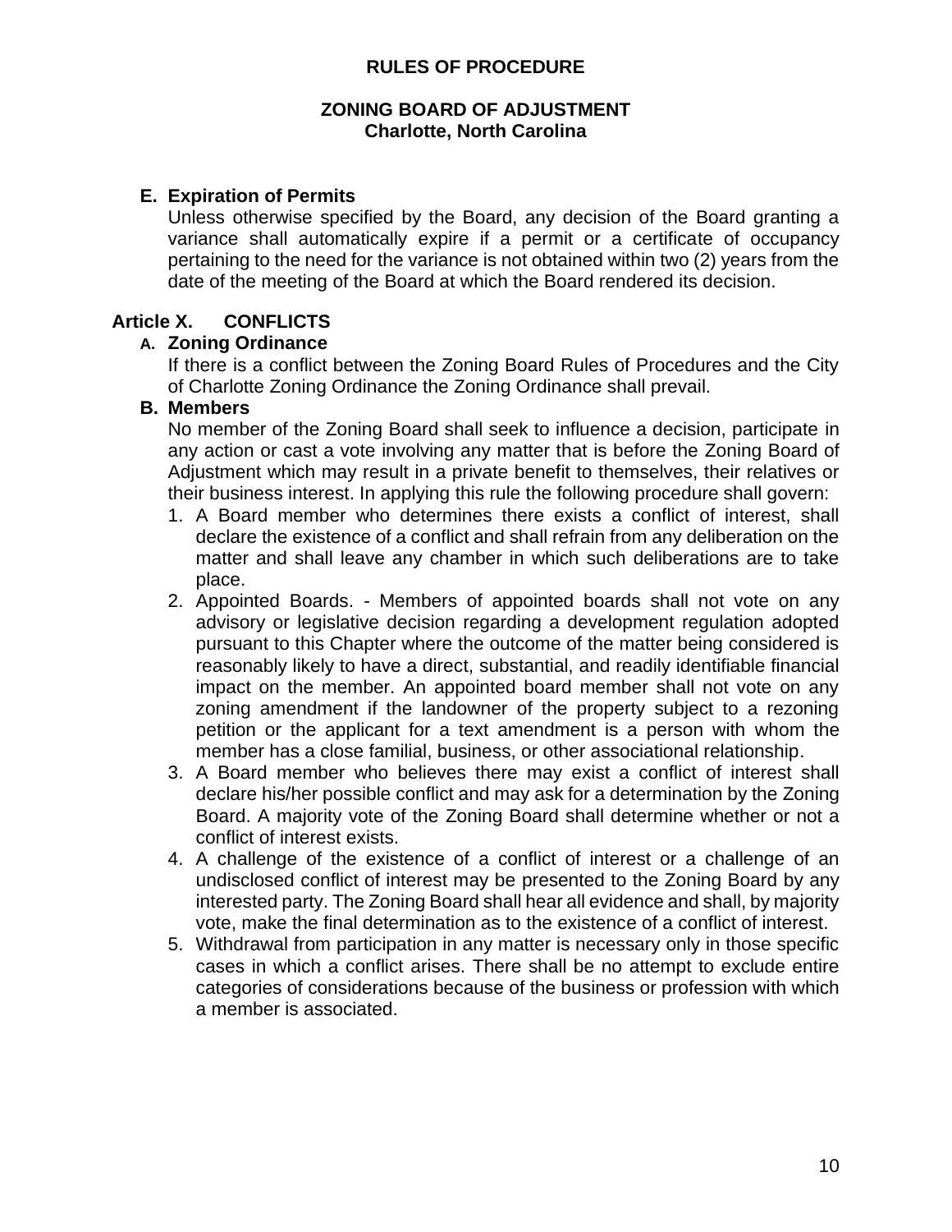**E. Expiration of Permits**

Unless otherwise specified by the Board, any decision of the Board granting a variance shall automatically expire if a permit or a certificate of occupancy pertaining to the need for the variance is not obtained within two (2) years from the date of the meeting of the Board at which the Board rendered its decision.

## Article X. CONFLICTS

**A. Zoning Ordinance**

If there is a conflict between the Zoning Board Rules of Procedures and the City of Charlotte Zoning Ordinance the Zoning Ordinance shall prevail.

**B. Members**

No member of the Zoning Board shall seek to influence a decision, participate in any action or cast a vote involving any matter that is before the Zoning Board of Adjustment which may result in a private benefit to themselves, their relatives or their business interest. In applying this rule the following procedure shall govern:

1. A Board member who determines there exists a conflict of interest, shall declare the existence of a conflict and shall refrain from any deliberation on the matter and shall leave any chamber in which such deliberations are to take place.
2. Appointed Boards. - Members of appointed boards shall not vote on any advisory or legislative decision regarding a development regulation adopted pursuant to this Chapter where the outcome of the matter being considered is reasonably likely to have a direct, substantial, and readily identifiable financial impact on the member. An appointed board member shall not vote on any zoning amendment if the landowner of the property subject to a rezoning petition or the applicant for a text amendment is a person with whom the member has a close familial, business, or other associational relationship.
3. A Board member who believes there may exist a conflict of interest shall declare his/her possible conflict and may ask for a determination by the Zoning Board. A majority vote of the Zoning Board shall determine whether or not a conflict of interest exists.
4. A challenge of the existence of a conflict of interest or a challenge of an undisclosed conflict of interest may be presented to the Zoning Board by any interested party. The Zoning Board shall hear all evidence and shall, by majority vote, make the final determination as to the existence of a conflict of interest.
5. Withdrawal from participation in any matter is necessary only in those specific cases in which a conflict arises. There shall be no attempt to exclude entire categories of considerations because of the business or profession with which a member is associated.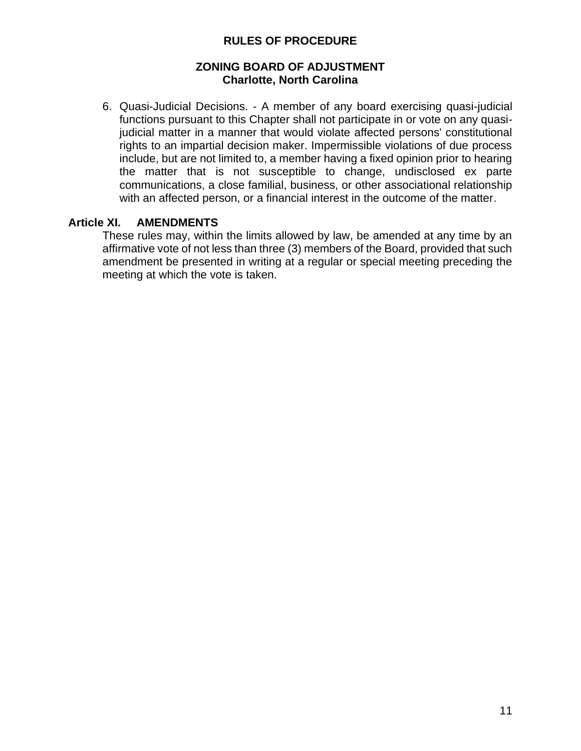6. Quasi-Judicial Decisions. - A member of any board exercising quasi-judicial functions pursuant to this Chapter shall not participate in or vote on any quasi-judicial matter in a manner that would violate affected persons' constitutional rights to an impartial decision maker. Impermissible violations of due process include, but are not limited to, a member having a fixed opinion prior to hearing the matter that is not susceptible to change, undisclosed ex parte communications, a close familial, business, or other associational relationship with an affected person, or a financial interest in the outcome of the matter.

## Article XI. AMENDMENTS

These rules may, within the limits allowed by law, be amended at any time by an affirmative vote of not less than three (3) members of the Board, provided that such amendment be presented in writing at a regular or special meeting preceding the meeting at which the vote is taken.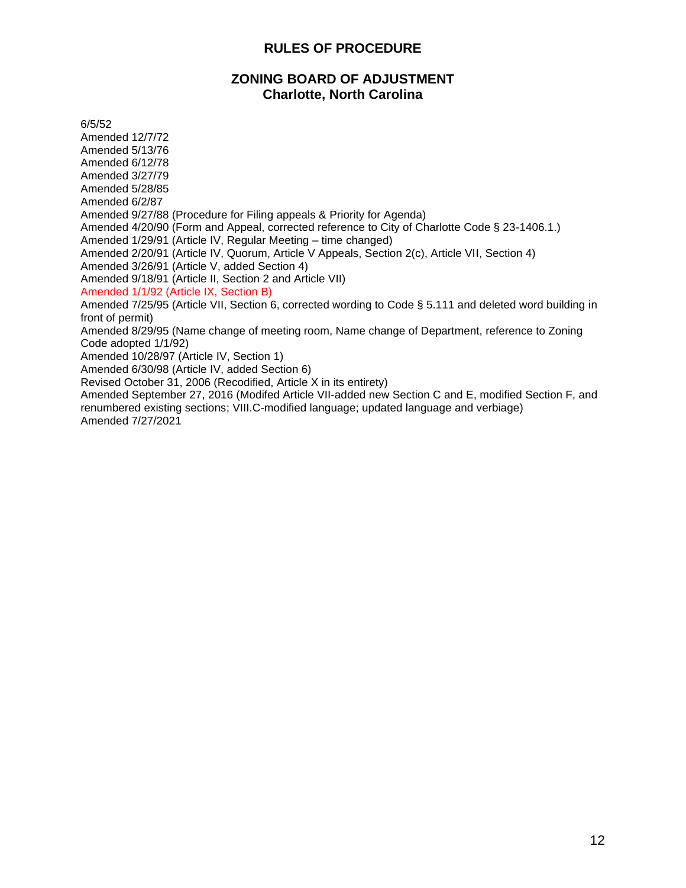## RULES OF PROCEDURE

## ZONING BOARD OF ADJUSTMENT
**Charlotte, North Carolina**

6/5/52
Amended 12/7/72
Amended 5/13/76
Amended 6/12/78
Amended 3/27/79
Amended 5/28/85
Amended 6/2/87
Amended 9/27/88 (Procedure for Filing appeals & Priority for Agenda)
Amended 4/20/90 (Form and Appeal, corrected reference to City of Charlotte Code § 23-1406.1.)
Amended 1/29/91 (Article IV, Regular Meeting – time changed)
Amended 2/20/91 (Article IV, Quorum, Article V Appeals, Section 2(c), Article VII, Section 4)
Amended 3/26/91 (Article V, added Section 4)
Amended 9/18/91 (Article II, Section 2 and Article VII)
Amended 1/1/92 (Article IX, Section B)
Amended 7/25/95 (Article VII, Section 6, corrected wording to Code § 5.111 and deleted word building in front of permit)
Amended 8/29/95 (Name change of meeting room, Name change of Department, reference to Zoning Code adopted 1/1/92)
Amended 10/28/97 (Article IV, Section 1)
Amended 6/30/98 (Article IV, added Section 6)
Revised October 31, 2006 (Recodified, Article X in its entirety)
Amended September 27, 2016 (Modifed Article VII-added new Section C and E, modified Section F, and renumbered existing sections; VIII.C-modified language; updated language and verbiage)
Amended 7/27/2021